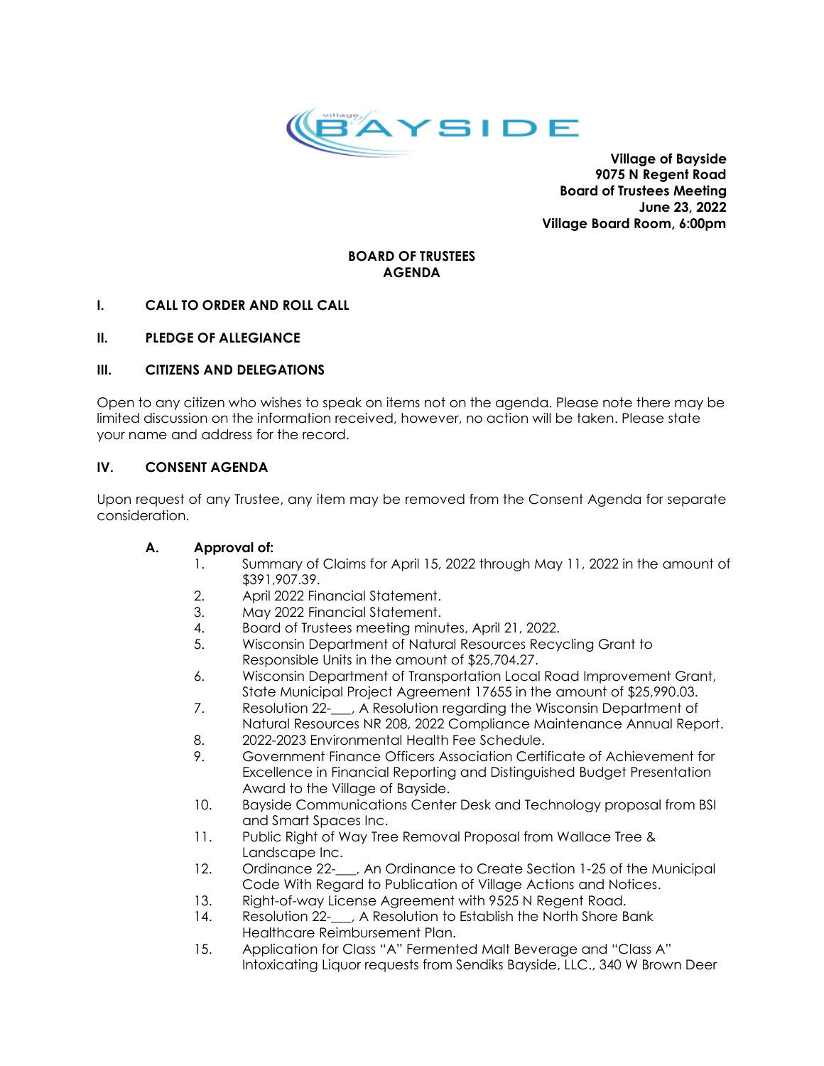**Village of Bayside**
**9075 N Regent Road**
**Board of Trustees Meeting**
**June 23, 2022**
**Village Board Room, 6:00pm**

## BOARD OF TRUSTEES AGENDA

### I. CALL TO ORDER AND ROLL CALL

### II. PLEDGE OF ALLEGIANCE

### III. CITIZENS AND DELEGATIONS

Open to any citizen who wishes to speak on items not on the agenda. Please note there may be limited discussion on the information received, however, no action will be taken. Please state your name and address for the record.

### IV. CONSENT AGENDA

Upon request of any Trustee, any item may be removed from the Consent Agenda for separate consideration.

**A. Approval of:**

1. Summary of Claims for April 15, 2022 through May 11, 2022 in the amount of $391,907.39.
2. April 2022 Financial Statement.
3. May 2022 Financial Statement.
4. Board of Trustees meeting minutes, April 21, 2022.
5. Wisconsin Department of Natural Resources Recycling Grant to Responsible Units in the amount of $25,704.27.
6. Wisconsin Department of Transportation Local Road Improvement Grant, State Municipal Project Agreement 17655 in the amount of $25,990.03.
7. Resolution 22-___, A Resolution regarding the Wisconsin Department of Natural Resources NR 208, 2022 Compliance Maintenance Annual Report.
8. 2022-2023 Environmental Health Fee Schedule.
9. Government Finance Officers Association Certificate of Achievement for Excellence in Financial Reporting and Distinguished Budget Presentation Award to the Village of Bayside.
10. Bayside Communications Center Desk and Technology proposal from BSI and Smart Spaces Inc.
11. Public Right of Way Tree Removal Proposal from Wallace Tree & Landscape Inc.
12. Ordinance 22-___, An Ordinance to Create Section 1-25 of the Municipal Code With Regard to Publication of Village Actions and Notices.
13. Right-of-way License Agreement with 9525 N Regent Road.
14. Resolution 22-___, A Resolution to Establish the North Shore Bank Healthcare Reimbursement Plan.
15. Application for Class "A" Fermented Malt Beverage and "Class A" Intoxicating Liquor requests from Sendiks Bayside, LLC., 340 W Brown Deer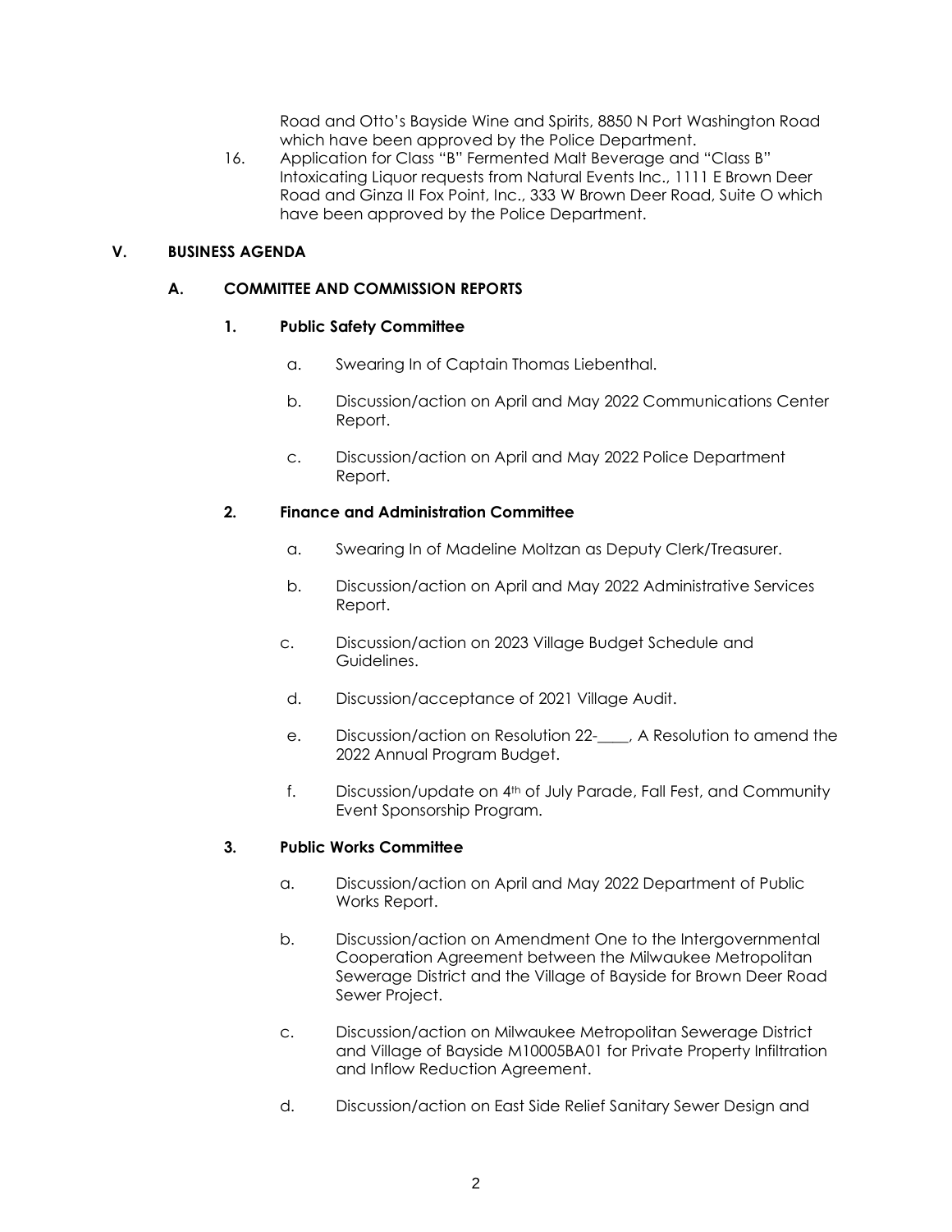Road and Otto's Bayside Wine and Spirits, 8850 N Port Washington Road which have been approved by the Police Department.

16. Application for Class "B" Fermented Malt Beverage and "Class B" Intoxicating Liquor requests from Natural Events Inc., 1111 E Brown Deer Road and Ginza II Fox Point, Inc., 333 W Brown Deer Road, Suite O which have been approved by the Police Department.

## V. BUSINESS AGENDA

### A. COMMITTEE AND COMMISSION REPORTS

#### 1. Public Safety Committee

a. Swearing In of Captain Thomas Liebenthal.

b. Discussion/action on April and May 2022 Communications Center Report.

c. Discussion/action on April and May 2022 Police Department Report.

#### 2. Finance and Administration Committee

a. Swearing In of Madeline Moltzan as Deputy Clerk/Treasurer.

b. Discussion/action on April and May 2022 Administrative Services Report.

c. Discussion/action on 2023 Village Budget Schedule and Guidelines.

d. Discussion/acceptance of 2021 Village Audit.

e. Discussion/action on Resolution 22-____, A Resolution to amend the 2022 Annual Program Budget.

f. Discussion/update on 4th of July Parade, Fall Fest, and Community Event Sponsorship Program.

#### 3. Public Works Committee

a. Discussion/action on April and May 2022 Department of Public Works Report.

b. Discussion/action on Amendment One to the Intergovernmental Cooperation Agreement between the Milwaukee Metropolitan Sewerage District and the Village of Bayside for Brown Deer Road Sewer Project.

c. Discussion/action on Milwaukee Metropolitan Sewerage District and Village of Bayside M10005BA01 for Private Property Infiltration and Inflow Reduction Agreement.

d. Discussion/action on East Side Relief Sanitary Sewer Design and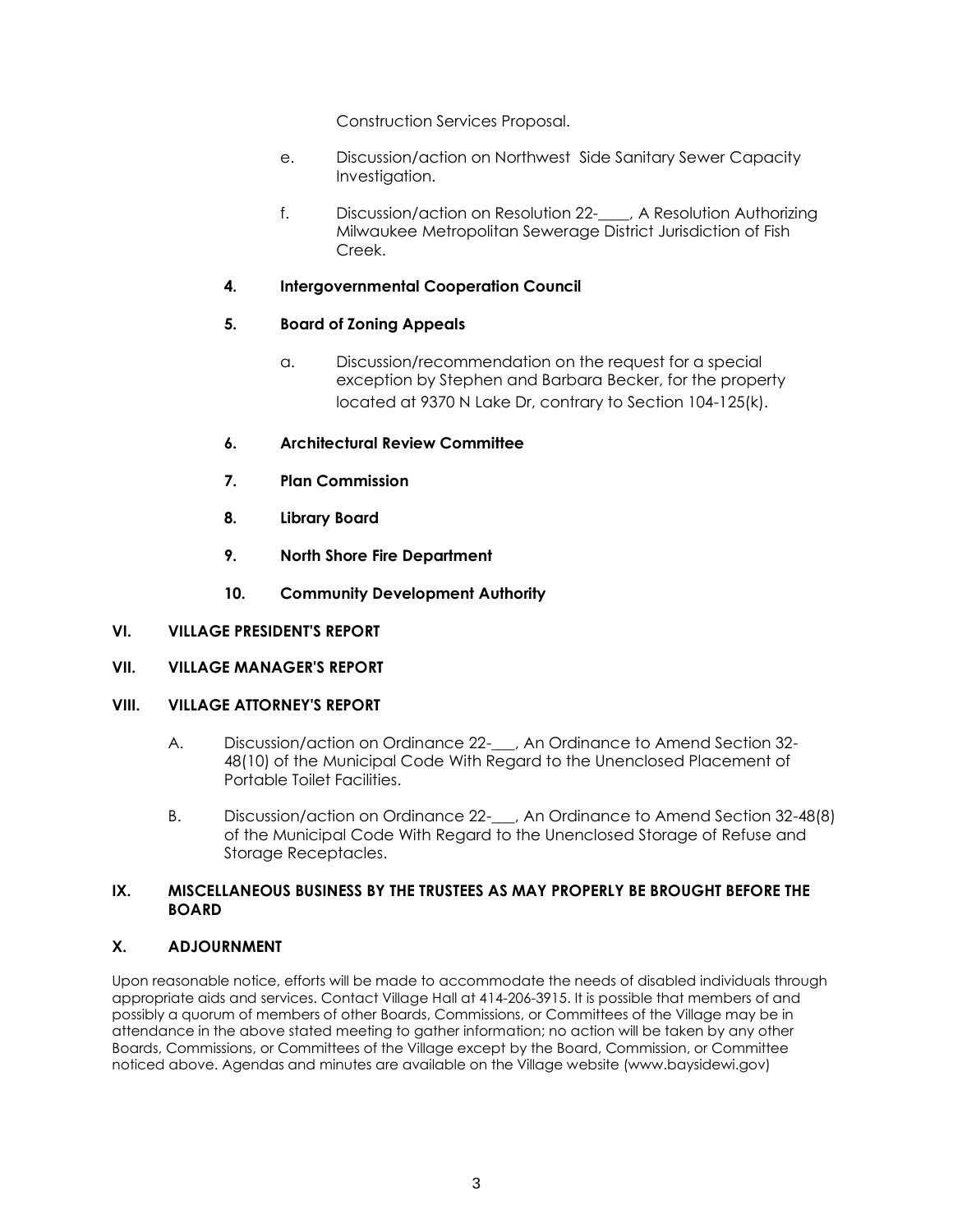Construction Services Proposal.

e. Discussion/action on Northwest Side Sanitary Sewer Capacity Investigation.

f. Discussion/action on Resolution 22-____, A Resolution Authorizing Milwaukee Metropolitan Sewerage District Jurisdiction of Fish Creek.

**4. Intergovernmental Cooperation Council**

**5. Board of Zoning Appeals**

a. Discussion/recommendation on the request for a special exception by Stephen and Barbara Becker, for the property located at 9370 N Lake Dr, contrary to Section 104-125(k).

**6. Architectural Review Committee**

**7. Plan Commission**

**8. Library Board**

**9. North Shore Fire Department**

**10. Community Development Authority**

**VI. VILLAGE PRESIDENT'S REPORT**

**VII. VILLAGE MANAGER'S REPORT**

**VIII. VILLAGE ATTORNEY'S REPORT**

A. Discussion/action on Ordinance 22-___, An Ordinance to Amend Section 32-48(10) of the Municipal Code With Regard to the Unenclosed Placement of Portable Toilet Facilities.

B. Discussion/action on Ordinance 22-___, An Ordinance to Amend Section 32-48(8) of the Municipal Code With Regard to the Unenclosed Storage of Refuse and Storage Receptacles.

**IX. MISCELLANEOUS BUSINESS BY THE TRUSTEES AS MAY PROPERLY BE BROUGHT BEFORE THE BOARD**

**X. ADJOURNMENT**

Upon reasonable notice, efforts will be made to accommodate the needs of disabled individuals through appropriate aids and services. Contact Village Hall at 414-206-3915. It is possible that members of and possibly a quorum of members of other Boards, Commissions, or Committees of the Village may be in attendance in the above stated meeting to gather information; no action will be taken by any other Boards, Commissions, or Committees of the Village except by the Board, Commission, or Committee noticed above. Agendas and minutes are available on the Village website (www.baysidewi.gov)